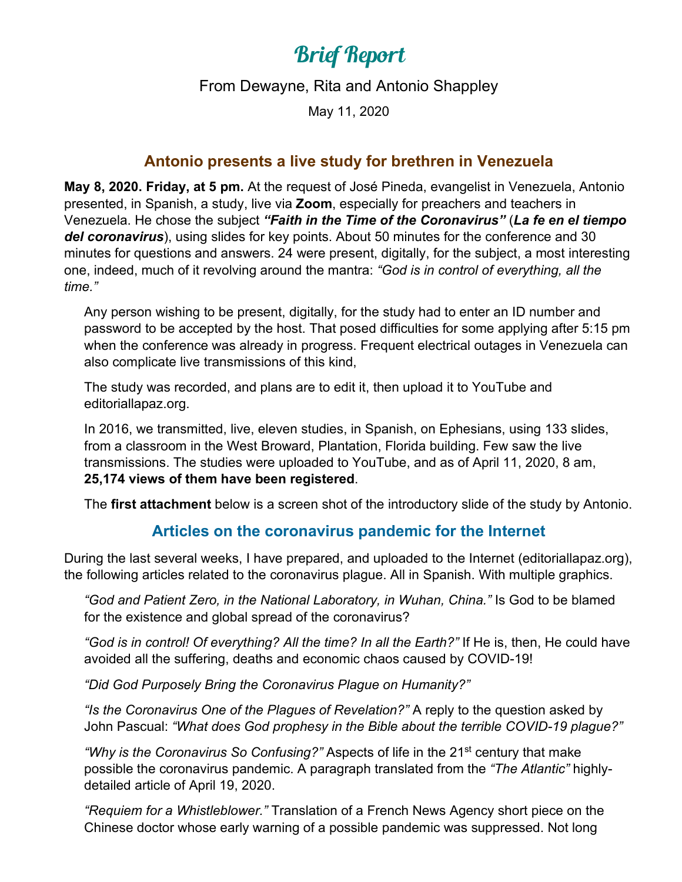# Brief Report

From Dewayne, Rita and Antonio Shappley

May 11, 2020

## Antonio presents a live study for brethren in Venezuela

**May 8, 2020. Friday, at 5 pm.** At the request of José Pineda, evangelist in Venezuela, Antonio presented, in Spanish, a study, live via **Zoom**, especially for preachers and teachers in Venezuela. He chose the subject ***"Faith in the Time of the Coronavirus"*** (***La fe en el tiempo del coronavirus***), using slides for key points. About 50 minutes for the conference and 30 minutes for questions and answers. 24 were present, digitally, for the subject, a most interesting one, indeed, much of it revolving around the mantra: *"God is in control of everything, all the time."*

Any person wishing to be present, digitally, for the study had to enter an ID number and password to be accepted by the host. That posed difficulties for some applying after 5:15 pm when the conference was already in progress. Frequent electrical outages in Venezuela can also complicate live transmissions of this kind,

The study was recorded, and plans are to edit it, then upload it to YouTube and editoriallapaz.org.

In 2016, we transmitted, live, eleven studies, in Spanish, on Ephesians, using 133 slides, from a classroom in the West Broward, Plantation, Florida building. Few saw the live transmissions. The studies were uploaded to YouTube, and as of April 11, 2020, 8 am, **25,174 views of them have been registered**.

The **first attachment** below is a screen shot of the introductory slide of the study by Antonio.

## Articles on the coronavirus pandemic for the Internet

During the last several weeks, I have prepared, and uploaded to the Internet (editoriallapaz.org), the following articles related to the coronavirus plague. All in Spanish. With multiple graphics.

*"God and Patient Zero, in the National Laboratory, in Wuhan, China."* Is God to be blamed for the existence and global spread of the coronavirus?

*"God is in control! Of everything? All the time? In all the Earth?"* If He is, then, He could have avoided all the suffering, deaths and economic chaos caused by COVID-19!

*"Did God Purposely Bring the Coronavirus Plague on Humanity?"*

*"Is the Coronavirus One of the Plagues of Revelation?"* A reply to the question asked by John Pascual: *"What does God prophesy in the Bible about the terrible COVID-19 plague?"*

*"Why is the Coronavirus So Confusing?"* Aspects of life in the 21st century that make possible the coronavirus pandemic. A paragraph translated from the *"The Atlantic"* highly-detailed article of April 19, 2020.

*"Requiem for a Whistleblower."* Translation of a French News Agency short piece on the Chinese doctor whose early warning of a possible pandemic was suppressed. Not long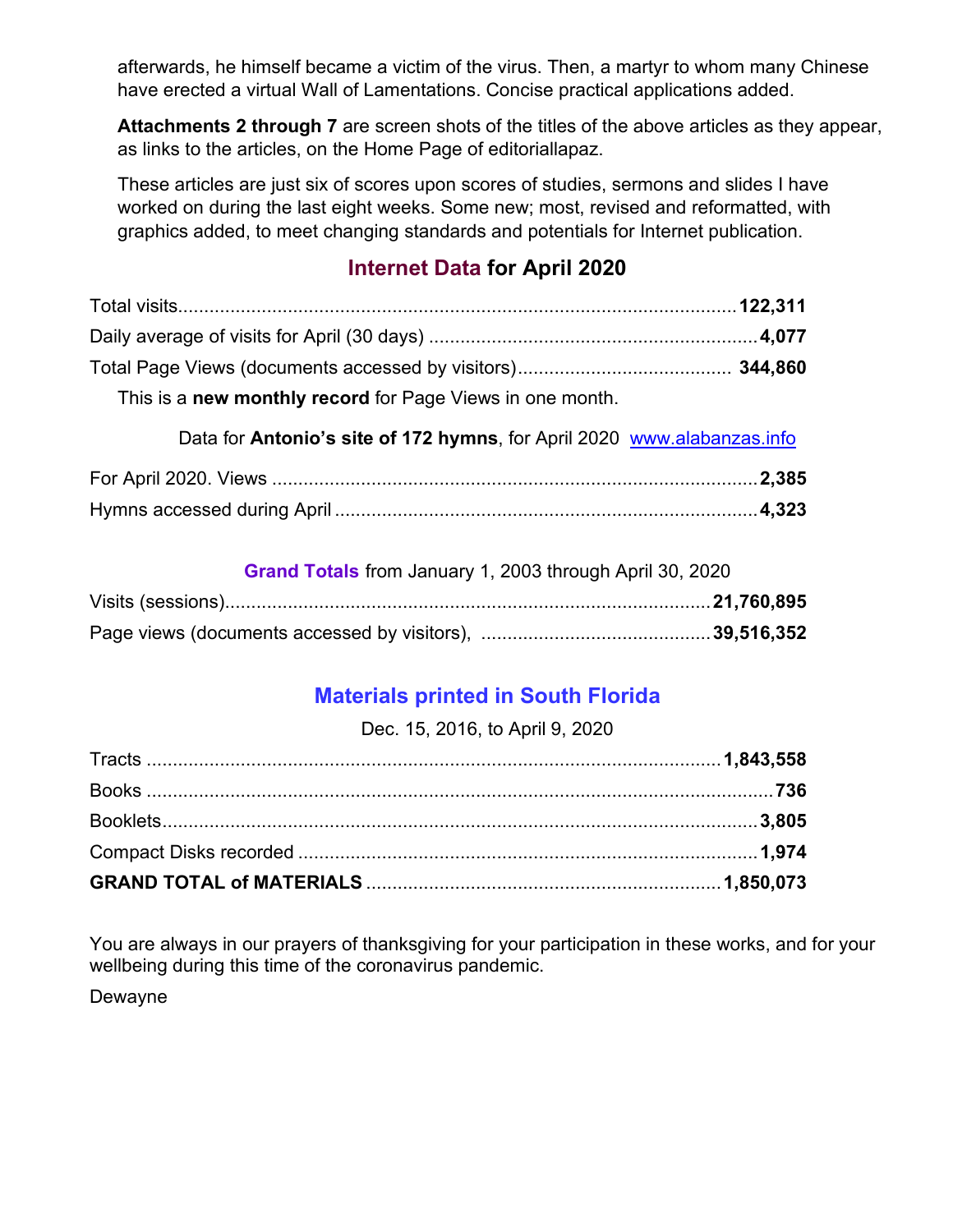afterwards, he himself became a victim of the virus. Then, a martyr to whom many Chinese have erected a virtual Wall of Lamentations. Concise practical applications added.

**Attachments 2 through 7** are screen shots of the titles of the above articles as they appear, as links to the articles, on the Home Page of editoriallapaz.

These articles are just six of scores upon scores of studies, sermons and slides I have worked on during the last eight weeks. Some new; most, revised and reformatted, with graphics added, to meet changing standards and potentials for Internet publication.

## Internet Data for April 2020

| | |
|---|---|
| Total visits | **122,311** |
| Daily average of visits for April (30 days) | **4,077** |
| Total Page Views (documents accessed by visitors) | **344,860** |

This is a **new monthly record** for Page Views in one month.

Data for **Antonio's site of 172 hymns**, for April 2020 www.alabanzas.info

| | |
|---|---|
| For April 2020. Views | **2,385** |
| Hymns accessed during April | **4,323** |

**Grand Totals** from January 1, 2003 through April 30, 2020

| | |
|---|---|
| Visits (sessions) | **21,760,895** |
| Page views (documents accessed by visitors), | **39,516,352** |

## Materials printed in South Florida

Dec. 15, 2016, to April 9, 2020

| | |
|---|---|
| Tracts | **1,843,558** |
| Books | **736** |
| Booklets | **3,805** |
| Compact Disks recorded | **1,974** |
| **GRAND TOTAL of MATERIALS** | **1,850,073** |

You are always in our prayers of thanksgiving for your participation in these works, and for your wellbeing during this time of the coronavirus pandemic.

Dewayne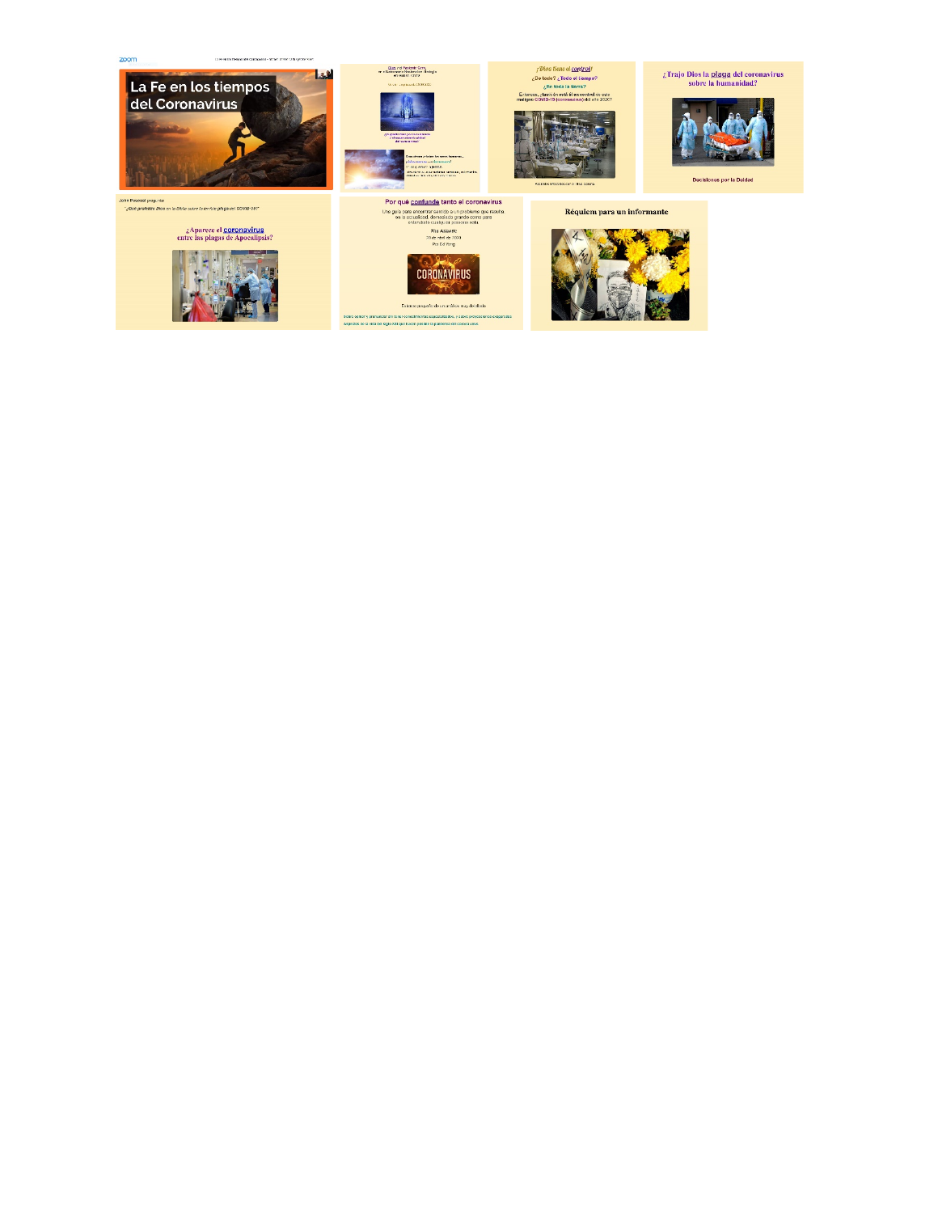La Fe en los tiempos del Coronavirus

¿Dios tiene el control?

¿De todo? ¿Todo el tiempo?

¿En toda la tierra?

¿Trajo Dios la plaga del coronavirus sobre la humanidad?

Decisiones por la Deidad

John Piestel pregunta:

¿Aparece el coronavirus entre las plagas de Apocalipsis?

Por qué confunde tanto el coronavirus

The Atlantic

Réquiem para un informante